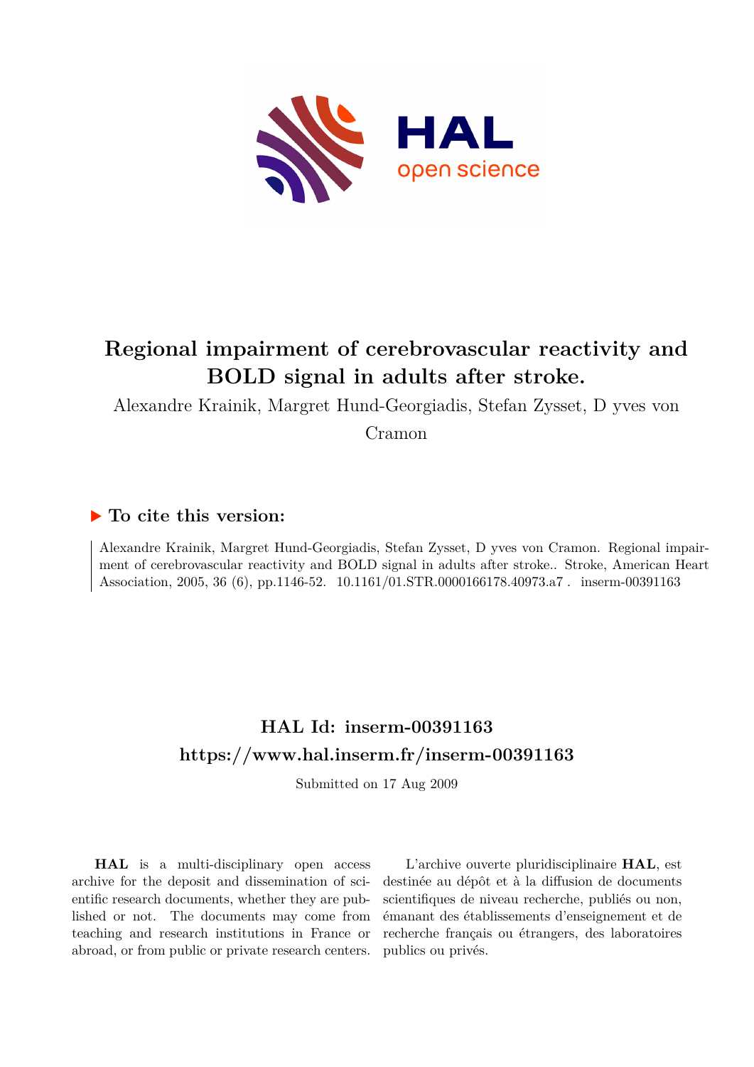# Regional impairment of cerebrovascular reactivity and BOLD signal in adults after stroke.

Alexandre Krainik, Margret Hund-Georgiadis, Stefan Zysset, D yves von Cramon

## ▶ To cite this version:

Alexandre Krainik, Margret Hund-Georgiadis, Stefan Zysset, D yves von Cramon. Regional impairment of cerebrovascular reactivity and BOLD signal in adults after stroke.. Stroke, American Heart Association, 2005, 36 (6), pp.1146-52. 10.1161/01.STR.0000166178.40973.a7 . inserm-00391163

## HAL Id: inserm-00391163

## https://www.hal.inserm.fr/inserm-00391163

Submitted on 17 Aug 2009

**HAL** is a multi-disciplinary open access archive for the deposit and dissemination of scientific research documents, whether they are published or not. The documents may come from teaching and research institutions in France or abroad, or from public or private research centers.

L'archive ouverte pluridisciplinaire **HAL**, est destinée au dépôt et à la diffusion de documents scientifiques de niveau recherche, publiés ou non, émanant des établissements d'enseignement et de recherche français ou étrangers, des laboratoires publics ou privés.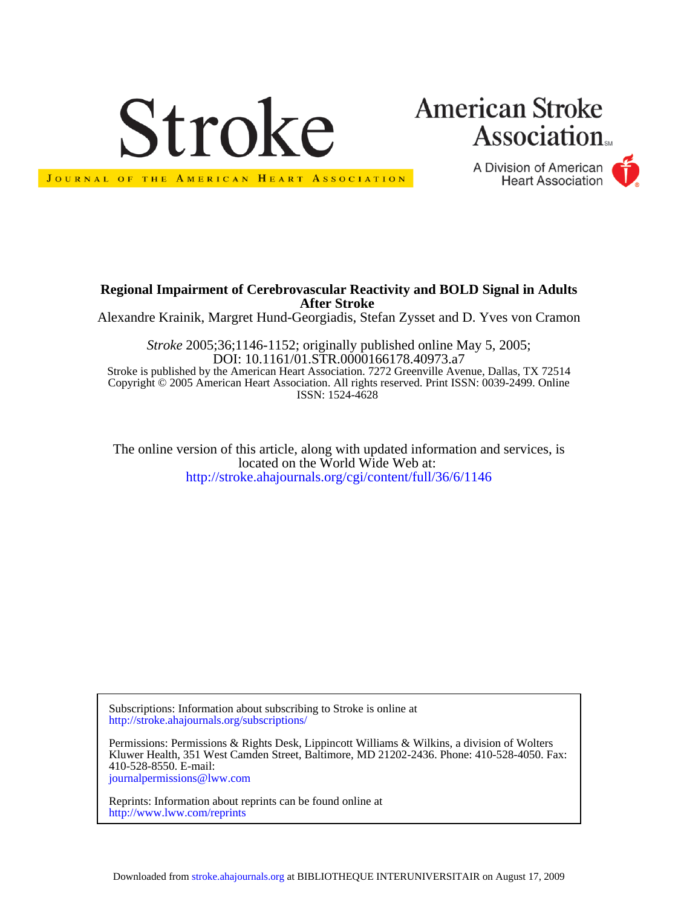**Regional Impairment of Cerebrovascular Reactivity and BOLD Signal in Adults After Stroke**

Alexandre Krainik, Margret Hund-Georgiadis, Stefan Zysset and D. Yves von Cramon

*Stroke* 2005;36;1146-1152; originally published online May 5, 2005;

DOI: 10.1161/01.STR.0000166178.40973.a7

Stroke is published by the American Heart Association. 7272 Greenville Avenue, Dallas, TX 72514

Copyright © 2005 American Heart Association. All rights reserved. Print ISSN: 0039-2499. Online ISSN: 1524-4628

The online version of this article, along with updated information and services, is located on the World Wide Web at:

http://stroke.ahajournals.org/cgi/content/full/36/6/1146

Subscriptions: Information about subscribing to Stroke is online at
http://stroke.ahajournals.org/subscriptions/

Permissions: Permissions & Rights Desk, Lippincott Williams & Wilkins, a division of Wolters Kluwer Health, 351 West Camden Street, Baltimore, MD 21202-2436. Phone: 410-528-4050. Fax: 410-528-8550. E-mail:
journalpermissions@lww.com

Reprints: Information about reprints can be found online at
http://www.lww.com/reprints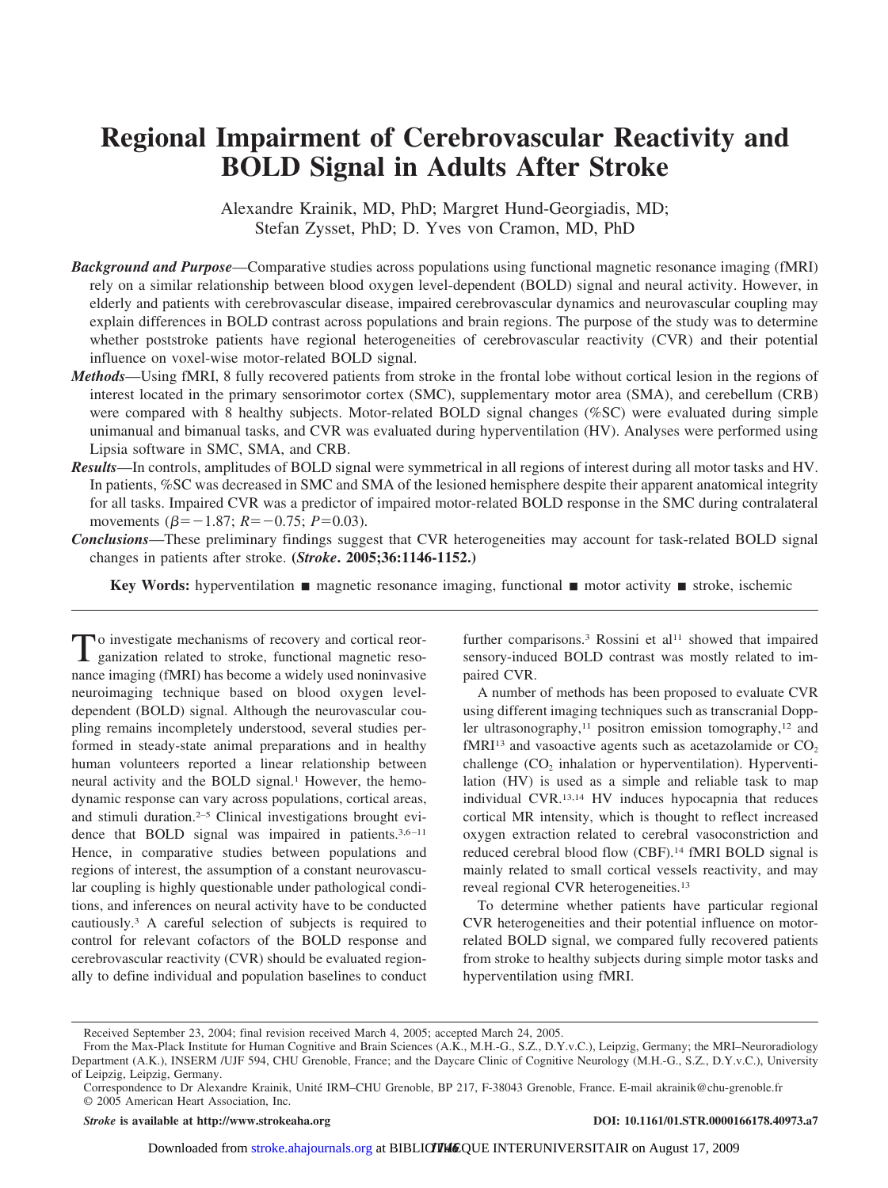# Regional Impairment of Cerebrovascular Reactivity and BOLD Signal in Adults After Stroke

Alexandre Krainik, MD, PhD; Margret Hund-Georgiadis, MD; Stefan Zysset, PhD; D. Yves von Cramon, MD, PhD

***Background and Purpose***—Comparative studies across populations using functional magnetic resonance imaging (fMRI) rely on a similar relationship between blood oxygen level-dependent (BOLD) signal and neural activity. However, in elderly and patients with cerebrovascular disease, impaired cerebrovascular dynamics and neurovascular coupling may explain differences in BOLD contrast across populations and brain regions. The purpose of the study was to determine whether poststroke patients have regional heterogeneities of cerebrovascular reactivity (CVR) and their potential influence on voxel-wise motor-related BOLD signal.

***Methods***—Using fMRI, 8 fully recovered patients from stroke in the frontal lobe without cortical lesion in the regions of interest located in the primary sensorimotor cortex (SMC), supplementary motor area (SMA), and cerebellum (CRB) were compared with 8 healthy subjects. Motor-related BOLD signal changes (%SC) were evaluated during simple unimanual and bimanual tasks, and CVR was evaluated during hyperventilation (HV). Analyses were performed using Lipsia software in SMC, SMA, and CRB.

***Results***—In controls, amplitudes of BOLD signal were symmetrical in all regions of interest during all motor tasks and HV. In patients, %SC was decreased in SMC and SMA of the lesioned hemisphere despite their apparent anatomical integrity for all tasks. Impaired CVR was a predictor of impaired motor-related BOLD response in the SMC during contralateral movements ($\beta=-1.87$; $R=-0.75$; $P=0.03$).

***Conclusions***—These preliminary findings suggest that CVR heterogeneities may account for task-related BOLD signal changes in patients after stroke. **(*Stroke*. 2005;36:1146-1152.)**

**Key Words:** hyperventilation ■ magnetic resonance imaging, functional ■ motor activity ■ stroke, ischemic

To investigate mechanisms of recovery and cortical reorganization related to stroke, functional magnetic resonance imaging (fMRI) has become a widely used noninvasive neuroimaging technique based on blood oxygen level-dependent (BOLD) signal. Although the neurovascular coupling remains incompletely understood, several studies performed in steady-state animal preparations and in healthy human volunteers reported a linear relationship between neural activity and the BOLD signal.[1] However, the hemodynamic response can vary across populations, cortical areas, and stimuli duration.[2–5] Clinical investigations brought evidence that BOLD signal was impaired in patients.[3,6–11] Hence, in comparative studies between populations and regions of interest, the assumption of a constant neurovascular coupling is highly questionable under pathological conditions, and inferences on neural activity have to be conducted cautiously.[3] A careful selection of subjects is required to control for relevant cofactors of the BOLD response and cerebrovascular reactivity (CVR) should be evaluated regionally to define individual and population baselines to conduct further comparisons.[3] Rossini et al[11] showed that impaired sensory-induced BOLD contrast was mostly related to impaired CVR.

A number of methods has been proposed to evaluate CVR using different imaging techniques such as transcranial Doppler ultrasonography,[11] positron emission tomography,[12] and fMRI[13] and vasoactive agents such as acetazolamide or $CO_2$ challenge ($CO_2$ inhalation or hyperventilation). Hyperventilation (HV) is used as a simple and reliable task to map individual CVR.[13,14] HV induces hypocapnia that reduces cortical MR intensity, which is thought to reflect increased oxygen extraction related to cerebral vasoconstriction and reduced cerebral blood flow (CBF).[14] fMRI BOLD signal is mainly related to small cortical vessels reactivity, and may reveal regional CVR heterogeneities.[13]

To determine whether patients have particular regional CVR heterogeneities and their potential influence on motor-related BOLD signal, we compared fully recovered patients from stroke to healthy subjects during simple motor tasks and hyperventilation using fMRI.

Received September 23, 2004; final revision received March 4, 2005; accepted March 24, 2005.

From the Max-Plack Institute for Human Cognitive and Brain Sciences (A.K., M.H.-G., S.Z., D.Y.v.C.), Leipzig, Germany; the MRI–Neuroradiology Department (A.K.), INSERM /UJF 594, CHU Grenoble, France; and the Daycare Clinic of Cognitive Neurology (M.H.-G., S.Z., D.Y.v.C.), University of Leipzig, Leipzig, Germany.

Correspondence to Dr Alexandre Krainik, Unité IRM–CHU Grenoble, BP 217, F-38043 Grenoble, France. E-mail akrainik@chu-grenoble.fr

© 2005 American Heart Association, Inc.

*Stroke* **is available at http://www.strokeaha.org** **DOI: 10.1161/01.STR.0000166178.40973.a7**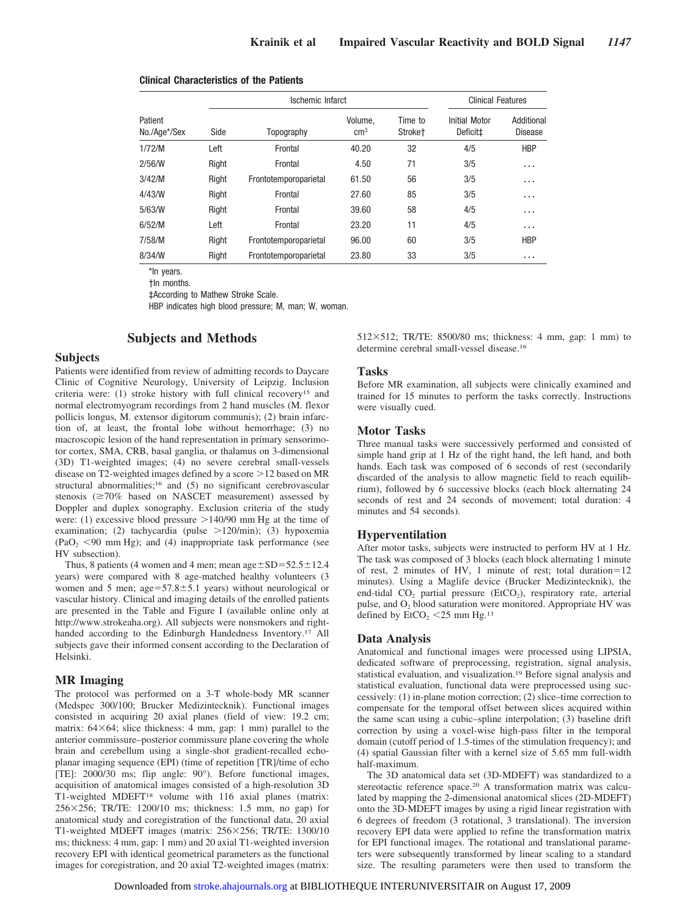**Clinical Characteristics of the Patients**

| Patient No./Age*/Sex | Ischemic Infarct | | | | Clinical Features | |
|---|---|---|---|---|---|---|
| | Side | Topography | Volume, $cm^3$ | Time to Stroke† | Initial Motor Deficit‡ | Additional Disease |
| 1/72/M | Left | Frontal | 40.20 | 32 | 4/5 | HBP |
| 2/56/W | Right | Frontal | 4.50 | 71 | 3/5 | ... |
| 3/42/M | Right | Frontotemporoparietal | 61.50 | 56 | 3/5 | ... |
| 4/43/W | Right | Frontal | 27.60 | 85 | 3/5 | ... |
| 5/63/W | Right | Frontal | 39.60 | 58 | 4/5 | ... |
| 6/52/M | Left | Frontal | 23.20 | 11 | 4/5 | ... |
| 7/58/M | Right | Frontotemporoparietal | 96.00 | 60 | 3/5 | HBP |
| 8/34/W | Right | Frontotemporoparietal | 23.80 | 33 | 3/5 | ... |

*In years.
†In months.
‡According to Mathew Stroke Scale.
HBP indicates high blood pressure; M, man; W, woman.

## Subjects and Methods

### Subjects

Patients were identified from review of admitting records to Daycare Clinic of Cognitive Neurology, University of Leipzig. Inclusion criteria were: (1) stroke history with full clinical recovery[15] and normal electromyogram recordings from 2 hand muscles (M. flexor pollicis longus, M. extensor digitorum communis); (2) brain infarction of, at least, the frontal lobe without hemorrhage; (3) no macroscopic lesion of the hand representation in primary sensorimotor cortex, SMA, CRB, basal ganglia, or thalamus on 3-dimensional (3D) T1-weighted images; (4) no severe cerebral small-vessels disease on T2-weighted images defined by a score >12 based on MR structural abnormalities;[16] and (5) no significant cerebrovascular stenosis (≥70% based on NASCET measurement) assessed by Doppler and duplex sonography. Exclusion criteria of the study were: (1) excessive blood pressure >140/90 mm Hg at the time of examination; (2) tachycardia (pulse >120/min); (3) hypoxemia ($PaO_2$ <90 mm Hg); and (4) inappropriate task performance (see HV subsection).

Thus, 8 patients (4 women and 4 men; mean age±SD=52.5±12.4 years) were compared with 8 age-matched healthy volunteers (3 women and 5 men; age=57.8±5.1 years) without neurological or vascular history. Clinical and imaging details of the enrolled patients are presented in the Table and Figure I (available online only at http://www.strokeaha.org). All subjects were nonsmokers and right-handed according to the Edinburgh Handedness Inventory.[17] All subjects gave their informed consent according to the Declaration of Helsinki.

### MR Imaging

The protocol was performed on a 3-T whole-body MR scanner (Medspec 300/100; Brucker Medizintecknik). Functional images consisted in acquiring 20 axial planes (field of view: 19.2 cm; matrix: 64×64; slice thickness: 4 mm, gap: 1 mm) parallel to the anterior commissure–posterior commissure plane covering the whole brain and cerebellum using a single-shot gradient-recalled echo-planar imaging sequence (EPI) (time of repetition [TR]/time of echo [TE]: 2000/30 ms; flip angle: 90°). Before functional images, acquisition of anatomical images consisted of a high-resolution 3D T1-weighted MDEFT[18] volume with 116 axial planes (matrix: 256×256; TR/TE: 1200/10 ms; thickness: 1.5 mm, no gap) for anatomical study and coregistration of the functional data, 20 axial T1-weighted MDEFT images (matrix: 256×256; TR/TE: 1300/10 ms; thickness: 4 mm, gap: 1 mm) and 20 axial T1-weighted inversion recovery EPI with identical geometrical parameters as the functional images for coregistration, and 20 axial T2-weighted images (matrix: 512×512; TR/TE: 8500/80 ms; thickness: 4 mm, gap: 1 mm) to determine cerebral small-vessel disease.[16]

### Tasks

Before MR examination, all subjects were clinically examined and trained for 15 minutes to perform the tasks correctly. Instructions were visually cued.

### Motor Tasks

Three manual tasks were successively performed and consisted of simple hand grip at 1 Hz of the right hand, the left hand, and both hands. Each task was composed of 6 seconds of rest (secondarily discarded of the analysis to allow magnetic field to reach equilibrium), followed by 6 successive blocks (each block alternating 24 seconds of rest and 24 seconds of movement; total duration: 4 minutes and 54 seconds).

### Hyperventilation

After motor tasks, subjects were instructed to perform HV at 1 Hz. The task was composed of 3 blocks (each block alternating 1 minute of rest, 2 minutes of HV, 1 minute of rest; total duration=12 minutes). Using a Maglife device (Brucker Medizintecknik), the end-tidal $CO_2$ partial pressure ($EtCO_2$), respiratory rate, arterial pulse, and $O_2$ blood saturation were monitored. Appropriate HV was defined by $EtCO_2$ <25 mm Hg.[13]

### Data Analysis

Anatomical and functional images were processed using LIPSIA, dedicated software of preprocessing, registration, signal analysis, statistical evaluation, and visualization.[19] Before signal analysis and statistical evaluation, functional data were preprocessed using successively: (1) in-plane motion correction; (2) slice–time correction to compensate for the temporal offset between slices acquired within the same scan using a cubic–spline interpolation; (3) baseline drift correction by using a voxel-wise high-pass filter in the temporal domain (cutoff period of 1.5-times of the stimulation frequency); and (4) spatial Gaussian filter with a kernel size of 5.65 mm full-width half-maximum.

The 3D anatomical data set (3D-MDEFT) was standardized to a stereotactic reference space.[20] A transformation matrix was calculated by mapping the 2-dimensional anatomical slices (2D-MDEFT) onto the 3D-MDEFT images by using a rigid linear registration with 6 degrees of freedom (3 rotational, 3 translational). The inversion recovery EPI data were applied to refine the transformation matrix for EPI functional images. The rotational and translational parameters were subsequently transformed by linear scaling to a standard size. The resulting parameters were then used to transform the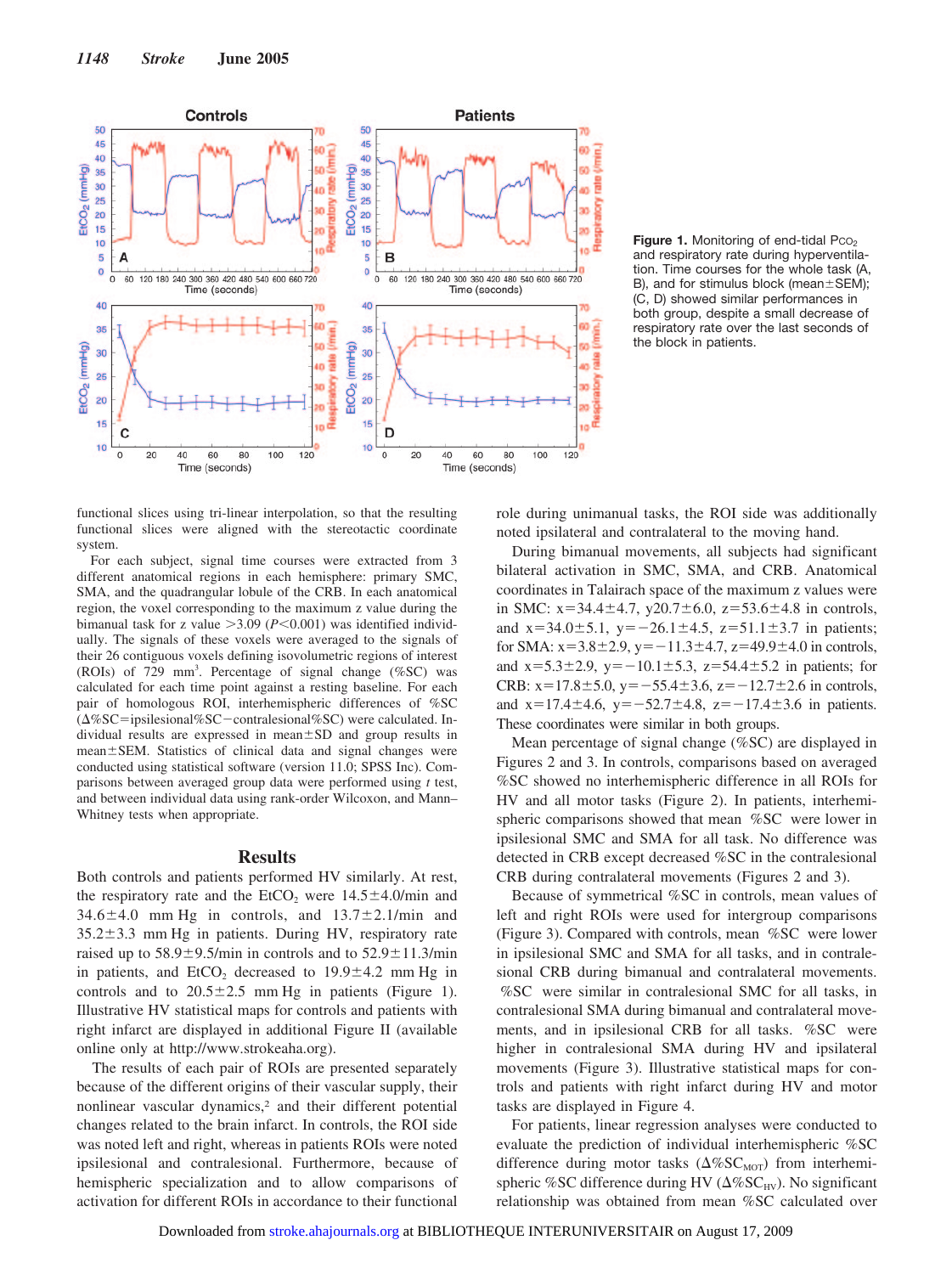Figure 1. Monitoring of end-tidal $P_{CO_2}$ and respiratory rate during hyperventilation. Time courses for the whole task (A, B), and for stimulus block (mean±SEM); (C, D) showed similar performances in both group, despite a small decrease of respiratory rate over the last seconds of the block in patients.

functional slices using tri-linear interpolation, so that the resulting functional slices were aligned with the stereotactic coordinate system.

For each subject, signal time courses were extracted from 3 different anatomical regions in each hemisphere: primary SMC, SMA, and the quadrangular lobule of the CRB. In each anatomical region, the voxel corresponding to the maximum z value during the bimanual task for z value >3.09 ($P<0.001$) was identified individually. The signals of these voxels were averaged to the signals of their 26 contiguous voxels defining isovolumetric regions of interest (ROIs) of 729 $mm^3$. Percentage of signal change (%SC) was calculated for each time point against a resting baseline. For each pair of homologous ROI, interhemispheric differences of %SC (Δ%SC=ipsilesional%SC−contralesional%SC) were calculated. Individual results are expressed in mean±SD and group results in mean±SEM. Statistics of clinical data and signal changes were conducted using statistical software (version 11.0; SPSS Inc). Comparisons between averaged group data were performed using *t* test, and between individual data using rank-order Wilcoxon, and Mann–Whitney tests when appropriate.

## Results

Both controls and patients performed HV similarly. At rest, the respiratory rate and the $EtCO_2$ were 14.5±4.0/min and 34.6±4.0 mm Hg in controls, and 13.7±2.1/min and 35.2±3.3 mm Hg in patients. During HV, respiratory rate raised up to 58.9±9.5/min in controls and to 52.9±11.3/min in patients, and $EtCO_2$ decreased to 19.9±4.2 mm Hg in controls and to 20.5±2.5 mm Hg in patients (Figure 1). Illustrative HV statistical maps for controls and patients with right infarct are displayed in additional Figure II (available online only at http://www.strokeaha.org).

The results of each pair of ROIs are presented separately because of the different origins of their vascular supply, their nonlinear vascular dynamics,[2] and their different potential changes related to the brain infarct. In controls, the ROI side was noted left and right, whereas in patients ROIs were noted ipsilesional and contralesional. Furthermore, because of hemispheric specialization and to allow comparisons of activation for different ROIs in accordance to their functional role during unimanual tasks, the ROI side was additionally noted ipsilateral and contralateral to the moving hand.

During bimanual movements, all subjects had significant bilateral activation in SMC, SMA, and CRB. Anatomical coordinates in Talairach space of the maximum z values were in SMC: x=34.4±4.7, y20.7±6.0, z=53.6±4.8 in controls, and x=34.0±5.1, y=−26.1±4.5, z=51.1±3.7 in patients; for SMA: x=3.8±2.9, y=−11.3±4.7, z=49.9±4.0 in controls, and x=5.3±2.9, y=−10.1±5.3, z=54.4±5.2 in patients; for CRB: x=17.8±5.0, y=−55.4±3.6, z=−12.7±2.6 in controls, and x=17.4±4.6, y=−52.7±4.8, z=−17.4±3.6 in patients. These coordinates were similar in both groups.

Mean percentage of signal change (%SC) are displayed in Figures 2 and 3. In controls, comparisons based on averaged %SC showed no interhemispheric difference in all ROIs for HV and all motor tasks (Figure 2). In patients, interhemispheric comparisons showed that mean %SC were lower in ipsilesional SMC and SMA for all task. No difference was detected in CRB except decreased %SC in the contralesional CRB during contralateral movements (Figures 2 and 3).

Because of symmetrical %SC in controls, mean values of left and right ROIs were used for intergroup comparisons (Figure 3). Compared with controls, mean %SC were lower in ipsilesional SMC and SMA for all tasks, and in contralesional CRB during bimanual and contralateral movements. %SC were similar in contralesional SMC for all tasks, in contralesional SMA during bimanual and contralateral movements, and in ipsilesional CRB for all tasks. %SC were higher in contralesional SMA during HV and ipsilateral movements (Figure 3). Illustrative statistical maps for controls and patients with right infarct during HV and motor tasks are displayed in Figure 4.

For patients, linear regression analyses were conducted to evaluate the prediction of individual interhemispheric %SC difference during motor tasks ($\Delta\%SC_{MOT}$) from interhemispheric %SC difference during HV ($\Delta\%SC_{HV}$). No significant relationship was obtained from mean %SC calculated over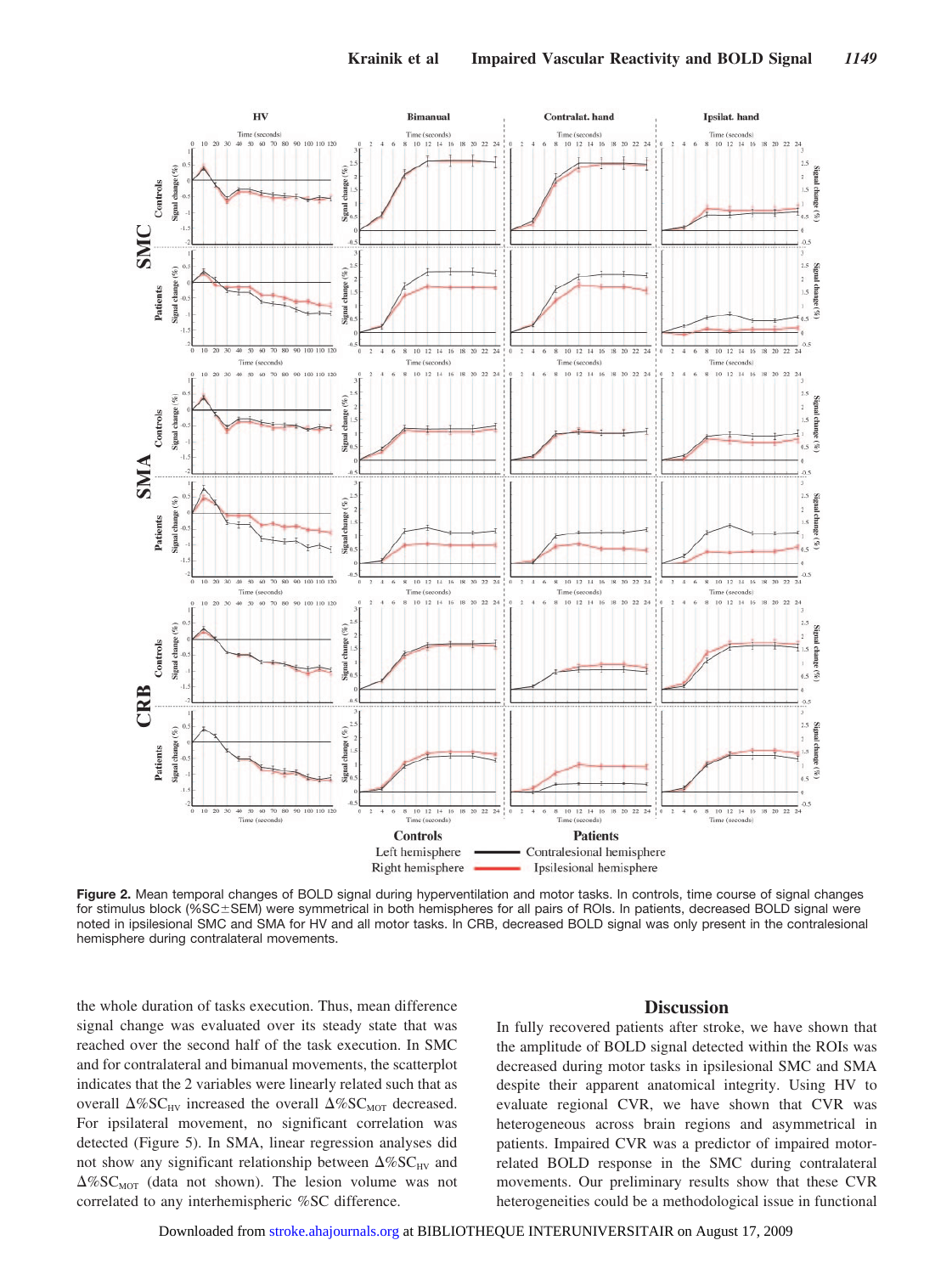**Figure 2.** Mean temporal changes of BOLD signal during hyperventilation and motor tasks. In controls, time course of signal changes for stimulus block (%SC±SEM) were symmetrical in both hemispheres for all pairs of ROIs. In patients, decreased BOLD signal were noted in ipsilesional SMC and SMA for HV and all motor tasks. In CRB, decreased BOLD signal was only present in the contralesional hemisphere during contralateral movements.

the whole duration of tasks execution. Thus, mean difference signal change was evaluated over its steady state that was reached over the second half of the task execution. In SMC and for contralateral and bimanual movements, the scatterplot indicates that the 2 variables were linearly related such that as overall $\Delta\%SC_{HV}$ increased the overall $\Delta\%SC_{MOT}$ decreased. For ipsilateral movement, no significant correlation was detected (Figure 5). In SMA, linear regression analyses did not show any significant relationship between $\Delta\%SC_{HV}$ and $\Delta\%SC_{MOT}$ (data not shown). The lesion volume was not correlated to any interhemispheric %SC difference.

## Discussion

In fully recovered patients after stroke, we have shown that the amplitude of BOLD signal detected within the ROIs was decreased during motor tasks in ipsilesional SMC and SMA despite their apparent anatomical integrity. Using HV to evaluate regional CVR, we have shown that CVR was heterogeneous across brain regions and asymmetrical in patients. Impaired CVR was a predictor of impaired motor-related BOLD response in the SMC during contralateral movements. Our preliminary results show that these CVR heterogeneities could be a methodological issue in functional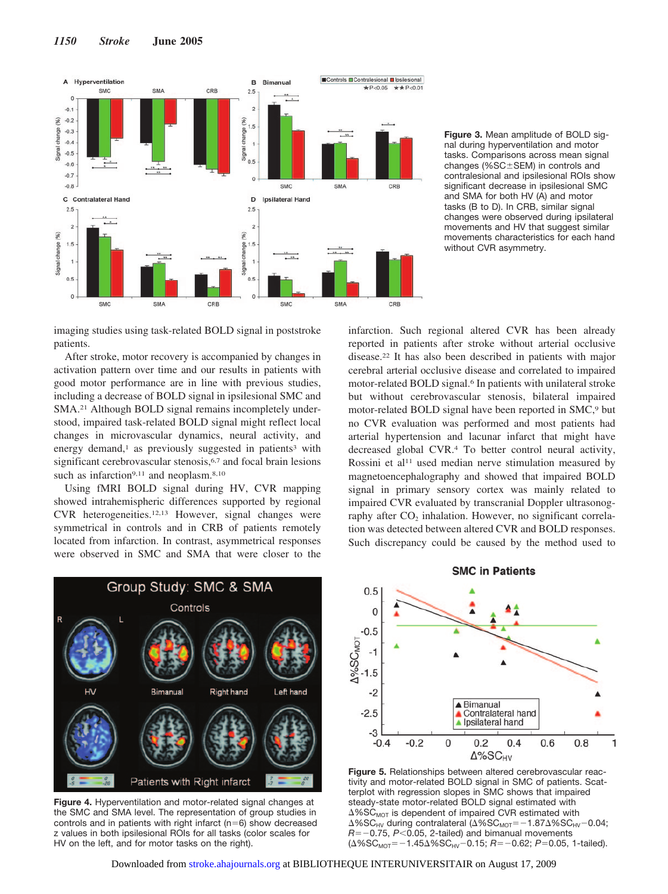Figure 3. Mean amplitude of BOLD signal during hyperventilation and motor tasks. Comparisons across mean signal changes (%SC±SEM) in controls and contralesional and ipsilesional ROIs show significant decrease in ipsilesional SMC and SMA for both HV (A) and motor tasks (B to D). In CRB, similar signal changes were observed during ipsilateral movements and HV that suggest similar movements characteristics for each hand without CVR asymmetry.

imaging studies using task-related BOLD signal in poststroke patients.

After stroke, motor recovery is accompanied by changes in activation pattern over time and our results in patients with good motor performance are in line with previous studies, including a decrease of BOLD signal in ipsilesional SMC and SMA.[21] Although BOLD signal remains incompletely understood, impaired task-related BOLD signal might reflect local changes in microvascular dynamics, neural activity, and energy demand,[1] as previously suggested in patients[3] with significant cerebrovascular stenosis,[6,7] and focal brain lesions such as infarction[9,11] and neoplasm.[8,10]

Using fMRI BOLD signal during HV, CVR mapping showed intrahemispheric differences supported by regional CVR heterogeneities.[12,13] However, signal changes were symmetrical in controls and in CRB of patients remotely located from infarction. In contrast, asymmetrical responses were observed in SMC and SMA that were closer to the infarction. Such regional altered CVR has been already reported in patients after stroke without arterial occlusive disease.[22] It has also been described in patients with major cerebral arterial occlusive disease and correlated to impaired motor-related BOLD signal.[6] In patients with unilateral stroke but without cerebrovascular stenosis, bilateral impaired motor-related BOLD signal have been reported in SMC,[9] but no CVR evaluation was performed and most patients had arterial hypertension and lacunar infarct that might have decreased global CVR.[4] To better control neural activity, Rossini et al[11] used median nerve stimulation measured by magnetoencephalography and showed that impaired BOLD signal in primary sensory cortex was mainly related to impaired CVR evaluated by transcranial Doppler ultrasonography after $CO_2$ inhalation. However, no significant correlation was detected between altered CVR and BOLD responses. Such discrepancy could be caused by the method used to

Figure 4. Hyperventilation and motor-related signal changes at the SMC and SMA level. The representation of group studies in controls and in patients with right infarct (n=6) show decreased z values in both ipsilesional ROIs for all tasks (color scales for HV on the left, and for motor tasks on the right).

Figure 5. Relationships between altered cerebrovascular reactivity and motor-related BOLD signal in SMC of patients. Scatterplot with regression slopes in SMC shows that impaired steady-state motor-related BOLD signal estimated with $\Delta\%SC_{MOT}$ is dependent of impaired CVR estimated with $\Delta\%SC_{HV}$ during contralateral ($\Delta\%SC_{MOT}=-1.87\Delta\%SC_{HV}-0.04$; $R=-0.75$, $P<0.05$, 2-tailed) and bimanual movements ($\Delta\%SC_{MOT}=-1.45\Delta\%SC_{HV}-0.15$; $R=-0.62$; $P=0.05$, 1-tailed).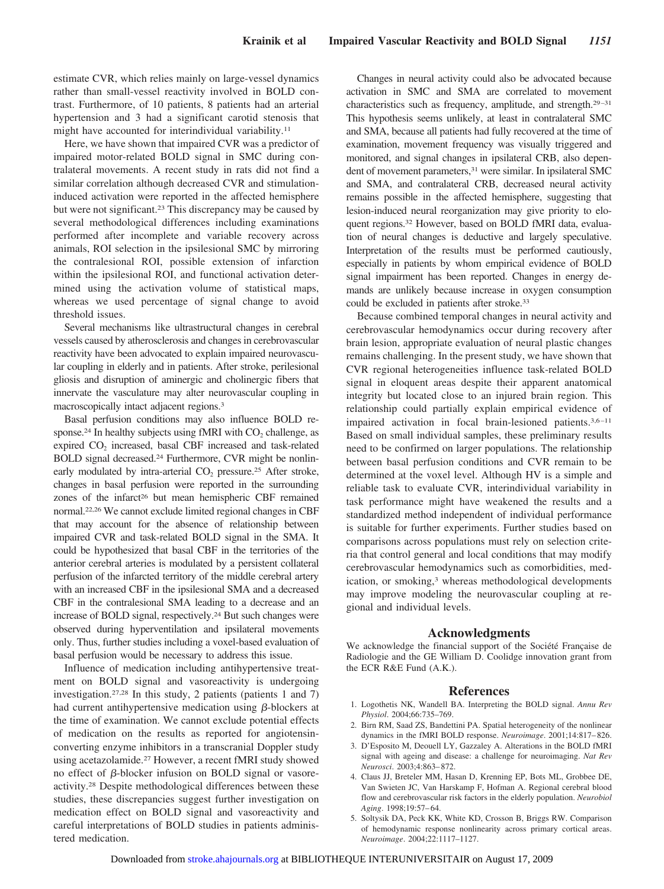estimate CVR, which relies mainly on large-vessel dynamics rather than small-vessel reactivity involved in BOLD contrast. Furthermore, of 10 patients, 8 patients had an arterial hypertension and 3 had a significant carotid stenosis that might have accounted for interindividual variability.[11]

Here, we have shown that impaired CVR was a predictor of impaired motor-related BOLD signal in SMC during contralateral movements. A recent study in rats did not find a similar correlation although decreased CVR and stimulation-induced activation were reported in the affected hemisphere but were not significant.[23] This discrepancy may be caused by several methodological differences including examinations performed after incomplete and variable recovery across animals, ROI selection in the ipsilesional SMC by mirroring the contralesional ROI, possible extension of infarction within the ipsilesional ROI, and functional activation determined using the activation volume of statistical maps, whereas we used percentage of signal change to avoid threshold issues.

Several mechanisms like ultrastructural changes in cerebral vessels caused by atherosclerosis and changes in cerebrovascular reactivity have been advocated to explain impaired neurovascular coupling in elderly and in patients. After stroke, perilesional gliosis and disruption of aminergic and cholinergic fibers that innervate the vasculature may alter neurovascular coupling in macroscopically intact adjacent regions.[3]

Basal perfusion conditions may also influence BOLD response.[24] In healthy subjects using fMRI with $CO_2$ challenge, as expired $CO_2$ increased, basal CBF increased and task-related BOLD signal decreased.[24] Furthermore, CVR might be nonlinearly modulated by intra-arterial $CO_2$ pressure.[25] After stroke, changes in basal perfusion were reported in the surrounding zones of the infarct[26] but mean hemispheric CBF remained normal.[22,26] We cannot exclude limited regional changes in CBF that may account for the absence of relationship between impaired CVR and task-related BOLD signal in the SMA. It could be hypothesized that basal CBF in the territories of the anterior cerebral arteries is modulated by a persistent collateral perfusion of the infarcted territory of the middle cerebral artery with an increased CBF in the ipsilesional SMA and a decreased CBF in the contralesional SMA leading to a decrease and an increase of BOLD signal, respectively.[24] But such changes were observed during hyperventilation and ipsilateral movements only. Thus, further studies including a voxel-based evaluation of basal perfusion would be necessary to address this issue.

Influence of medication including antihypertensive treatment on BOLD signal and vasoreactivity is undergoing investigation.[27,28] In this study, 2 patients (patients 1 and 7) had current antihypertensive medication using $\beta$-blockers at the time of examination. We cannot exclude potential effects of medication on the results as reported for angiotensin-converting enzyme inhibitors in a transcranial Doppler study using acetazolamide.[27] However, a recent fMRI study showed no effect of $\beta$-blocker infusion on BOLD signal or vasoreactivity.[28] Despite methodological differences between these studies, these discrepancies suggest further investigation on medication effect on BOLD signal and vasoreactivity and careful interpretations of BOLD studies in patients administered medication.

Changes in neural activity could also be advocated because activation in SMC and SMA are correlated to movement characteristics such as frequency, amplitude, and strength.[29–31] This hypothesis seems unlikely, at least in contralateral SMC and SMA, because all patients had fully recovered at the time of examination, movement frequency was visually triggered and monitored, and signal changes in ipsilateral CRB, also dependent of movement parameters,[31] were similar. In ipsilateral SMC and SMA, and contralateral CRB, decreased neural activity remains possible in the affected hemisphere, suggesting that lesion-induced neural reorganization may give priority to eloquent regions.[32] However, based on BOLD fMRI data, evaluation of neural changes is deductive and largely speculative. Interpretation of the results must be performed cautiously, especially in patients by whom empirical evidence of BOLD signal impairment has been reported. Changes in energy demands are unlikely because increase in oxygen consumption could be excluded in patients after stroke.[33]

Because combined temporal changes in neural activity and cerebrovascular hemodynamics occur during recovery after brain lesion, appropriate evaluation of neural plastic changes remains challenging. In the present study, we have shown that CVR regional heterogeneities influence task-related BOLD signal in eloquent areas despite their apparent anatomical integrity but located close to an injured brain region. This relationship could partially explain empirical evidence of impaired activation in focal brain-lesioned patients.[3,6–11] Based on small individual samples, these preliminary results need to be confirmed on larger populations. The relationship between basal perfusion conditions and CVR remain to be determined at the voxel level. Although HV is a simple and reliable task to evaluate CVR, interindividual variability in task performance might have weakened the results and a standardized method independent of individual performance is suitable for further experiments. Further studies based on comparisons across populations must rely on selection criteria that control general and local conditions that may modify cerebrovascular hemodynamics such as comorbidities, medication, or smoking,[3] whereas methodological developments may improve modeling the neurovascular coupling at regional and individual levels.

## Acknowledgments

We acknowledge the financial support of the Société Française de Radiologie and the GE William D. Coolidge innovation grant from the ECR R&E Fund (A.K.).

## References

1. Logothetis NK, Wandell BA. Interpreting the BOLD signal. *Annu Rev Physiol*. 2004;66:735–769.
2. Birn RM, Saad ZS, Bandettini PA. Spatial heterogeneity of the nonlinear dynamics in the fMRI BOLD response. *Neuroimage*. 2001;14:817–826.
3. D'Esposito M, Deouell LY, Gazzaley A. Alterations in the BOLD fMRI signal with ageing and disease: a challenge for neuroimaging. *Nat Rev Neurosci*. 2003;4:863–872.
4. Claus JJ, Breteler MM, Hasan D, Krenning EP, Bots ML, Grobbee DE, Van Swieten JC, Van Harskamp F, Hofman A. Regional cerebral blood flow and cerebrovascular risk factors in the elderly population. *Neurobiol Aging*. 1998;19:57–64.
5. Soltysik DA, Peck KK, White KD, Crosson B, Briggs RW. Comparison of hemodynamic response nonlinearity across primary cortical areas. *Neuroimage*. 2004;22:1117–1127.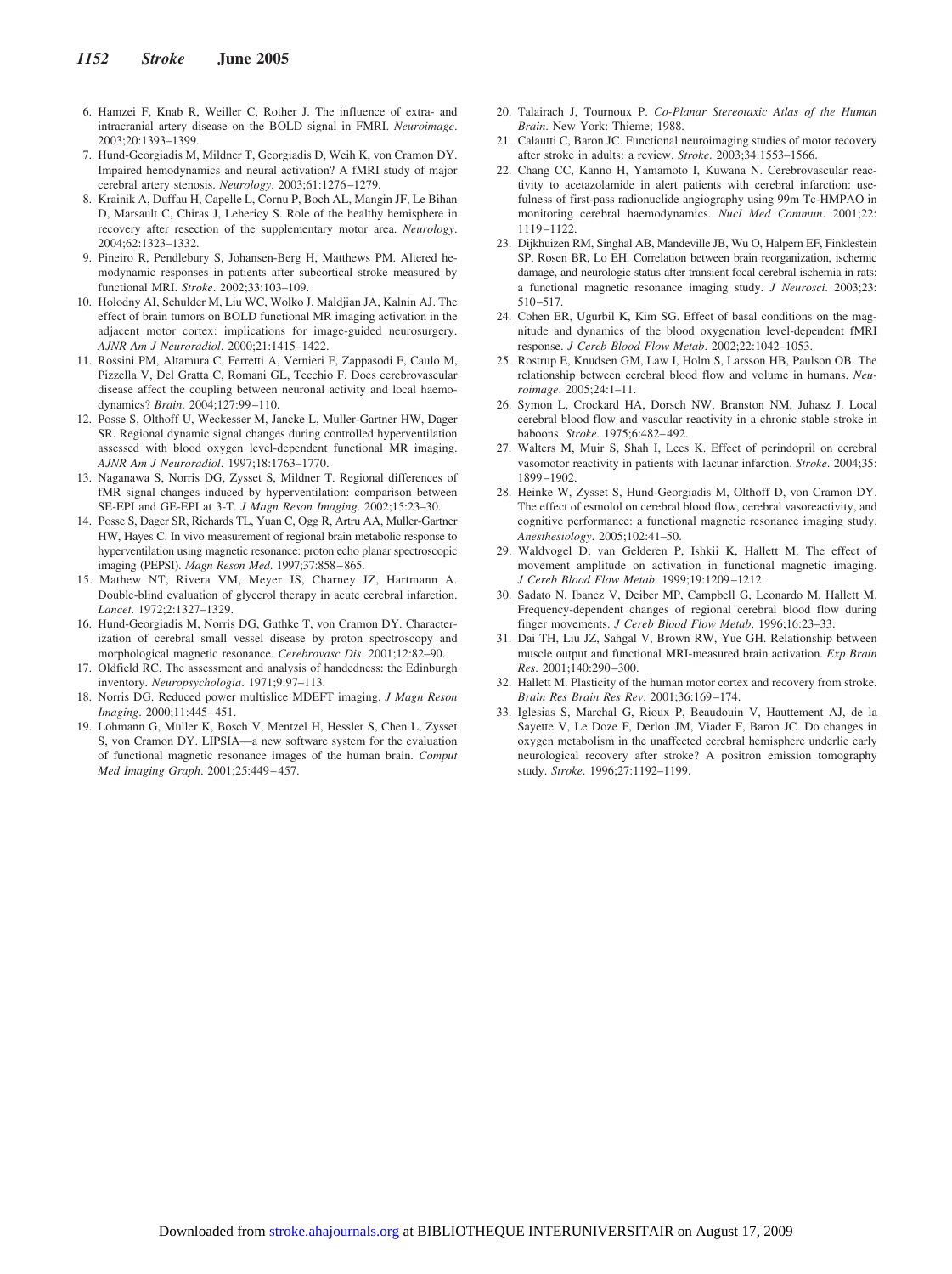6. Hamzei F, Knab R, Weiller C, Rother J. The influence of extra- and intracranial artery disease on the BOLD signal in FMRI. *Neuroimage*. 2003;20:1393–1399.
7. Hund-Georgiadis M, Mildner T, Georgiadis D, Weih K, von Cramon DY. Impaired hemodynamics and neural activation? A fMRI study of major cerebral artery stenosis. *Neurology*. 2003;61:1276–1279.
8. Krainik A, Duffau H, Capelle L, Cornu P, Boch AL, Mangin JF, Le Bihan D, Marsault C, Chiras J, Lehericy S. Role of the healthy hemisphere in recovery after resection of the supplementary motor area. *Neurology*. 2004;62:1323–1332.
9. Pineiro R, Pendlebury S, Johansen-Berg H, Matthews PM. Altered hemodynamic responses in patients after subcortical stroke measured by functional MRI. *Stroke*. 2002;33:103–109.
10. Holodny AI, Schulder M, Liu WC, Wolko J, Maldjian JA, Kalnin AJ. The effect of brain tumors on BOLD functional MR imaging activation in the adjacent motor cortex: implications for image-guided neurosurgery. *AJNR Am J Neuroradiol*. 2000;21:1415–1422.
11. Rossini PM, Altamura C, Ferretti A, Vernieri F, Zappasodi F, Caulo M, Pizzella V, Del Gratta C, Romani GL, Tecchio F. Does cerebrovascular disease affect the coupling between neuronal activity and local haemodynamics? *Brain*. 2004;127:99–110.
12. Posse S, Olthoff U, Weckesser M, Jancke L, Muller-Gartner HW, Dager SR. Regional dynamic signal changes during controlled hyperventilation assessed with blood oxygen level-dependent functional MR imaging. *AJNR Am J Neuroradiol*. 1997;18:1763–1770.
13. Naganawa S, Norris DG, Zysset S, Mildner T. Regional differences of fMR signal changes induced by hyperventilation: comparison between SE-EPI and GE-EPI at 3-T. *J Magn Reson Imaging*. 2002;15:23–30.
14. Posse S, Dager SR, Richards TL, Yuan C, Ogg R, Artru AA, Muller-Gartner HW, Hayes C. In vivo measurement of regional brain metabolic response to hyperventilation using magnetic resonance: proton echo planar spectroscopic imaging (PEPSI). *Magn Reson Med*. 1997;37:858–865.
15. Mathew NT, Rivera VM, Meyer JS, Charney JZ, Hartmann A. Double-blind evaluation of glycerol therapy in acute cerebral infarction. *Lancet*. 1972;2:1327–1329.
16. Hund-Georgiadis M, Norris DG, Guthke T, von Cramon DY. Characterization of cerebral small vessel disease by proton spectroscopy and morphological magnetic resonance. *Cerebrovasc Dis*. 2001;12:82–90.
17. Oldfield RC. The assessment and analysis of handedness: the Edinburgh inventory. *Neuropsychologia*. 1971;9:97–113.
18. Norris DG. Reduced power multislice MDEFT imaging. *J Magn Reson Imaging*. 2000;11:445–451.
19. Lohmann G, Muller K, Bosch V, Mentzel H, Hessler S, Chen L, Zysset S, von Cramon DY. LIPSIA—a new software system for the evaluation of functional magnetic resonance images of the human brain. *Comput Med Imaging Graph*. 2001;25:449–457.
20. Talairach J, Tournoux P. *Co-Planar Stereotaxic Atlas of the Human Brain*. New York: Thieme; 1988.
21. Calautti C, Baron JC. Functional neuroimaging studies of motor recovery after stroke in adults: a review. *Stroke*. 2003;34:1553–1566.
22. Chang CC, Kanno H, Yamamoto I, Kuwana N. Cerebrovascular reactivity to acetazolamide in alert patients with cerebral infarction: usefulness of first-pass radionuclide angiography using 99m Tc-HMPAO in monitoring cerebral haemodynamics. *Nucl Med Commun*. 2001;22:1119–1122.
23. Dijkhuizen RM, Singhal AB, Mandeville JB, Wu O, Halpern EF, Finklestein SP, Rosen BR, Lo EH. Correlation between brain reorganization, ischemic damage, and neurologic status after transient focal cerebral ischemia in rats: a functional magnetic resonance imaging study. *J Neurosci*. 2003;23:510–517.
24. Cohen ER, Ugurbil K, Kim SG. Effect of basal conditions on the magnitude and dynamics of the blood oxygenation level-dependent fMRI response. *J Cereb Blood Flow Metab*. 2002;22:1042–1053.
25. Rostrup E, Knudsen GM, Law I, Holm S, Larsson HB, Paulson OB. The relationship between cerebral blood flow and volume in humans. *Neuroimage*. 2005;24:1–11.
26. Symon L, Crockard HA, Dorsch NW, Branston NM, Juhasz J. Local cerebral blood flow and vascular reactivity in a chronic stable stroke in baboons. *Stroke*. 1975;6:482–492.
27. Walters M, Muir S, Shah I, Lees K. Effect of perindopril on cerebral vasomotor reactivity in patients with lacunar infarction. *Stroke*. 2004;35:1899–1902.
28. Heinke W, Zysset S, Hund-Georgiadis M, Olthoff D, von Cramon DY. The effect of esmolol on cerebral blood flow, cerebral vasoreactivity, and cognitive performance: a functional magnetic resonance imaging study. *Anesthesiology*. 2005;102:41–50.
29. Waldvogel D, van Gelderen P, Ishkii K, Hallett M. The effect of movement amplitude on activation in functional magnetic imaging. *J Cereb Blood Flow Metab*. 1999;19:1209–1212.
30. Sadato N, Ibanez V, Deiber MP, Campbell G, Leonardo M, Hallett M. Frequency-dependent changes of regional cerebral blood flow during finger movements. *J Cereb Blood Flow Metab*. 1996;16:23–33.
31. Dai TH, Liu JZ, Sahgal V, Brown RW, Yue GH. Relationship between muscle output and functional MRI-measured brain activation. *Exp Brain Res*. 2001;140:290–300.
32. Hallett M. Plasticity of the human motor cortex and recovery from stroke. *Brain Res Brain Res Rev*. 2001;36:169–174.
33. Iglesias S, Marchal G, Rioux P, Beaudouin V, Hauttement AJ, de la Sayette V, Le Doze F, Derlon JM, Viader F, Baron JC. Do changes in oxygen metabolism in the unaffected cerebral hemisphere underlie early neurological recovery after stroke? A positron emission tomography study. *Stroke*. 1996;27:1192–1199.